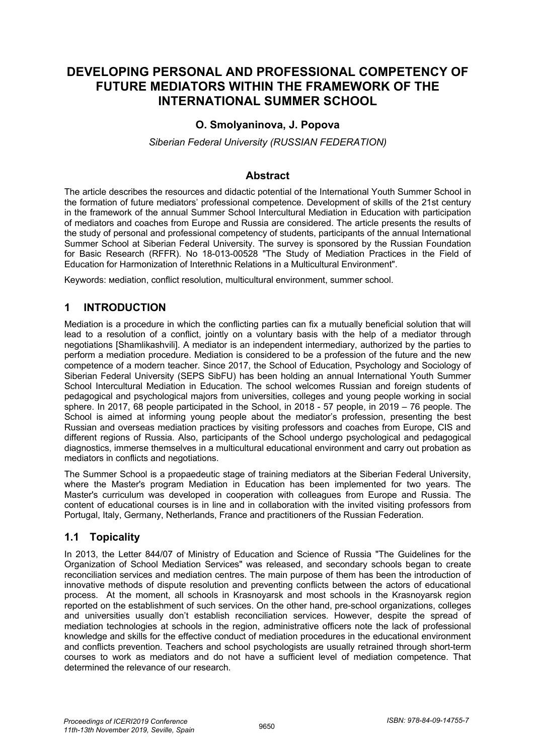# DEVELOPING PERSONAL AND PROFESSIONAL COMPETENCY OF FUTURE MEDIATORS WITHIN THE FRAMEWORK OF THE INTERNATIONAL SUMMER SCHOOL

**O. Smolyaninova, J. Popova**

*Siberian Federal University (RUSSIAN FEDERATION)*

## Abstract

The article describes the resources and didactic potential of the International Youth Summer School in the formation of future mediators' professional competence. Development of skills of the 21st century in the framework of the annual Summer School Intercultural Mediation in Education with participation of mediators and coaches from Europe and Russia are considered. The article presents the results of the study of personal and professional competency of students, participants of the annual International Summer School at Siberian Federal University. The survey is sponsored by the Russian Foundation for Basic Research (RFFR). No 18-013-00528 "The Study of Mediation Practices in the Field of Education for Harmonization of Interethnic Relations in a Multicultural Environment".

Keywords: мediation, conflict resolution, multicultural environment, summer school.

## 1 INTRODUCTION

Mediation is a procedure in which the conflicting parties can fix a mutually beneficial solution that will lead to a resolution of a conflict, jointly on a voluntary basis with the help of a mediator through negotiations [Shamlikashvili]. A mediator is an independent intermediary, authorized by the parties to perform a mediation procedure. Mediation is considered to be a profession of the future and the new competence of a modern teacher. Since 2017, the School of Education, Psychology and Sociology of Siberian Federal University (SEPS SibFU) has been holding an annual International Youth Summer School Intercultural Mediation in Education. The school welcomes Russian and foreign students of pedagogical and psychological majors from universities, colleges and young people working in social sphere. In 2017, 68 people participated in the School, in 2018 - 57 people, in 2019 – 76 people. The School is aimed at informing young people about the mediator's profession, presenting the best Russian and overseas mediation practices by visiting professors and coaches from Europe, CIS and different regions of Russia. Also, participants of the School undergo psychological and pedagogical diagnostics, immerse themselves in a multicultural educational environment and carry out probation as mediators in conflicts and negotiations.

The Summer School is a propaedeutic stage of training mediators at the Siberian Federal University, where the Master's program Mediation in Education has been implemented for two years. The Master's curriculum was developed in cooperation with colleagues from Europe and Russia. The content of educational courses is in line and in collaboration with the invited visiting professors from Portugal, Italy, Germany, Netherlands, France and practitioners of the Russian Federation.

## 1.1 Topicality

In 2013, the Letter 844/07 of Ministry of Education and Science of Russia "The Guidelines for the Organization of School Mediation Services" was released, and secondary schools began to create reconciliation services and mediation centres. The main purpose of them has been the introduction of innovative methods of dispute resolution and preventing conflicts between the actors of educational process. At the moment, all schools in Krasnoyarsk and most schools in the Krasnoyarsk region reported on the establishment of such services. On the other hand, pre-school organizations, colleges and universities usually don't establish reconciliation services. However, despite the spread of mediation technologies at schools in the region, administrative officers note the lack of professional knowledge and skills for the effective conduct of mediation procedures in the educational environment and conflicts prevention. Teachers and school psychologists are usually retrained through short-term courses to work as mediators and do not have a sufficient level of mediation competence. That determined the relevance of our research.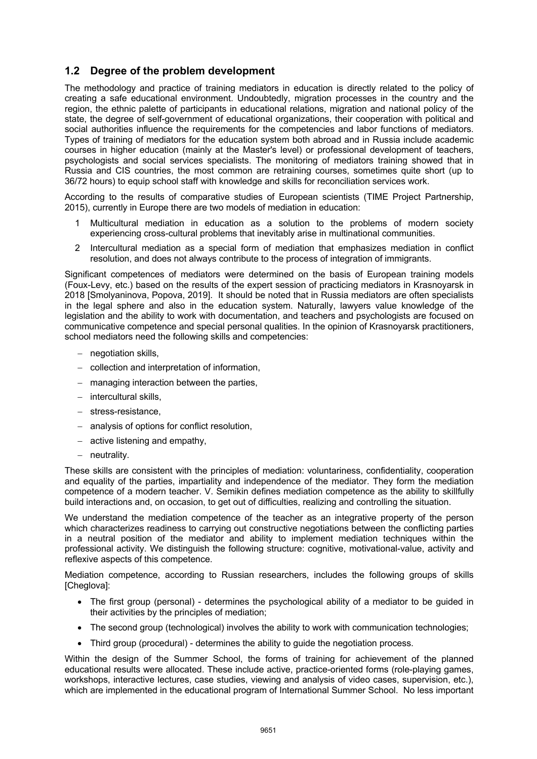## 1.2 Degree of the problem development

The methodology and practice of training mediators in education is directly related to the policy of creating a safe educational environment. Undoubtedly, migration processes in the country and the region, the ethnic palette of participants in educational relations, migration and national policy of the state, the degree of self-government of educational organizations, their cooperation with political and social authorities influence the requirements for the competencies and labor functions of mediators. Types of training of mediators for the education system both abroad and in Russia include academic courses in higher education (mainly at the Master's level) or professional development of teachers, psychologists and social services specialists. The monitoring of mediators training showed that in Russia and CIS countries, the most common are retraining courses, sometimes quite short (up to 36/72 hours) to equip school staff with knowledge and skills for reconciliation services work.

According to the results of comparative studies of European scientists (TIME Project Partnership, 2015), currently in Europe there are two models of mediation in education:

1. Multicultural mediation in education as a solution to the problems of modern society experiencing cross-cultural problems that inevitably arise in multinational communities.
2. Intercultural mediation as a special form of mediation that emphasizes mediation in conflict resolution, and does not always contribute to the process of integration of immigrants.

Significant competences of mediators were determined on the basis of European training models (Foux-Levy, etc.) based on the results of the expert session of practicing mediators in Krasnoyarsk in 2018 [Smolyaninova, Popova, 2019]. It should be noted that in Russia mediators are often specialists in the legal sphere and also in the education system. Naturally, lawyers value knowledge of the legislation and the ability to work with documentation, and teachers and psychologists are focused on communicative competence and special personal qualities. In the opinion of Krasnoyarsk practitioners, school mediators need the following skills and competencies:

- negotiation skills,
- collection and interpretation of information,
- managing interaction between the parties,
- intercultural skills,
- stress-resistance,
- analysis of options for conflict resolution,
- active listening and empathy,
- neutrality.

These skills are consistent with the principles of mediation: voluntariness, confidentiality, cooperation and equality of the parties, impartiality and independence of the mediator. They form the mediation competence of a modern teacher. V. Semikin defines mediation competence as the ability to skillfully build interactions and, on occasion, to get out of difficulties, realizing and controlling the situation.

We understand the mediation competence of the teacher as an integrative property of the person which characterizes readiness to carrying out constructive negotiations between the conflicting parties in a neutral position of the mediator and ability to implement mediation techniques within the professional activity. We distinguish the following structure: cognitive, motivational-value, activity and reflexive aspects of this competence.

Mediation competence, according to Russian researchers, includes the following groups of skills [Cheglova]:

- The first group (personal) - determines the psychological ability of a mediator to be guided in their activities by the principles of mediation;
- The second group (technological) involves the ability to work with communication technologies;
- Third group (procedural) - determines the ability to guide the negotiation process.

Within the design of the Summer School, the forms of training for achievement of the planned educational results were allocated. These include active, practice-oriented forms (role-playing games, workshops, interactive lectures, case studies, viewing and analysis of video cases, supervision, etc.), which are implemented in the educational program of International Summer School. No less important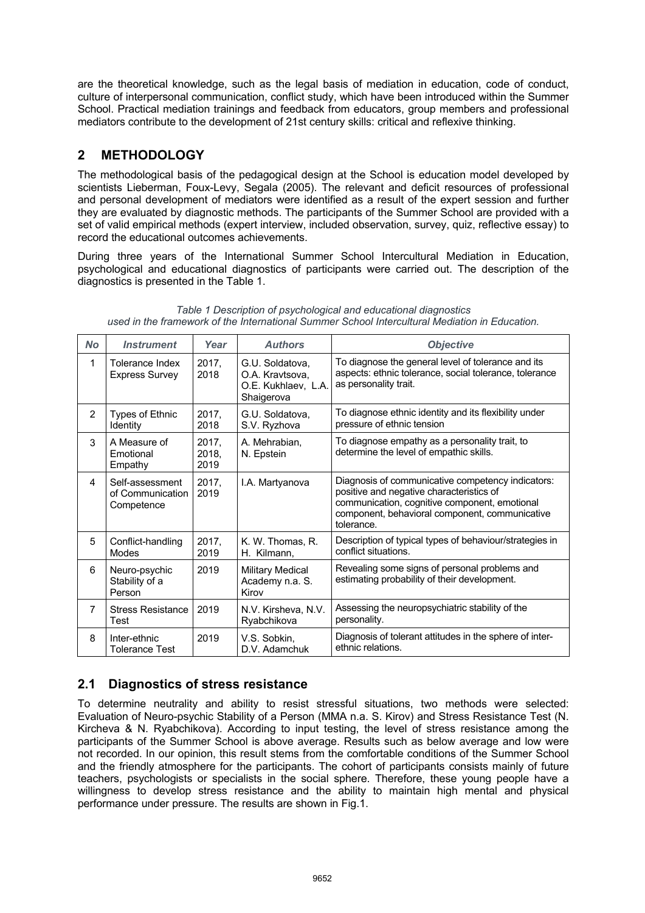are the theoretical knowledge, such as the legal basis of mediation in education, code of conduct, culture of interpersonal communication, conflict study, which have been introduced within the Summer School. Practical mediation trainings and feedback from educators, group members and professional mediators contribute to the development of 21st century skills: critical and reflexive thinking.

## 2 METHODOLOGY

The methodological basis of the pedagogical design at the School is education model developed by scientists Lieberman, Foux-Levy, Segala (2005). The relevant and deficit resources of professional and personal development of mediators were identified as a result of the expert session and further they are evaluated by diagnostic methods. The participants of the Summer School are provided with a set of valid empirical methods (expert interview, included observation, survey, quiz, reflective essay) to record the educational outcomes achievements.

During three years of the International Summer School Intercultural Mediation in Education, psychological and educational diagnostics of participants were carried out. The description of the diagnostics is presented in the Table 1.

*Table 1 Description of psychological and educational diagnostics used in the framework of the International Summer School Intercultural Mediation in Education.*

| *No* | *Instrument* | *Year* | *Authors* | *Objective* |
|---|---|---|---|---|
| 1 | Tolerance Index Express Survey | 2017, 2018 | G.U. Soldatova, O.A. Kravtsova, O.E. Kukhlaev, L.A. Shaigerova | To diagnose the general level of tolerance and its aspects: ethnic tolerance, social tolerance, tolerance as personality trait. |
| 2 | Types of Ethnic Identity | 2017, 2018 | G.U. Soldatova, S.V. Ryzhova | To diagnose ethnic identity and its flexibility under pressure of ethnic tension |
| 3 | A Measure of Emotional Empathy | 2017, 2018, 2019 | A. Mehrabian, N. Epstein | To diagnose empathy as a personality trait, to determine the level of empathic skills. |
| 4 | Self-assessment of Communication Competence | 2017, 2019 | I.A. Martyanova | Diagnosis of communicative competency indicators: positive and negative characteristics of communication, cognitive component, emotional component, behavioral component, communicative tolerance. |
| 5 | Conflict-handling Modes | 2017, 2019 | K. W. Thomas, R. H. Kilmann, | Description of typical types of behaviour/strategies in conflict situations. |
| 6 | Neuro-psychic Stability of a Person | 2019 | Military Medical Academy n.a. S. Kirov | Revealing some signs of personal problems and estimating probability of their development. |
| 7 | Stress Resistance Test | 2019 | N.V. Kirsheva, N.V. Ryabchikova | Assessing the neuropsychiatric stability of the personality. |
| 8 | Inter-ethnic Tolerance Test | 2019 | V.S. Sobkin, D.V. Adamchuk | Diagnosis of tolerant attitudes in the sphere of inter-ethnic relations. |

### 2.1 Diagnostics of stress resistance

To determine neutrality and ability to resist stressful situations, two methods were selected: Evaluation of Neuro-psychic Stability of a Person (MMA n.a. S. Kirov) and Stress Resistance Test (N. Kircheva & N. Ryabchikova). According to input testing, the level of stress resistance among the participants of the Summer School is above average. Results such as below average and low were not recorded. In our opinion, this result stems from the comfortable conditions of the Summer School and the friendly atmosphere for the participants. The cohort of participants consists mainly of future teachers, psychologists or specialists in the social sphere. Therefore, these young people have a willingness to develop stress resistance and the ability to maintain high mental and physical performance under pressure. The results are shown in Fig.1.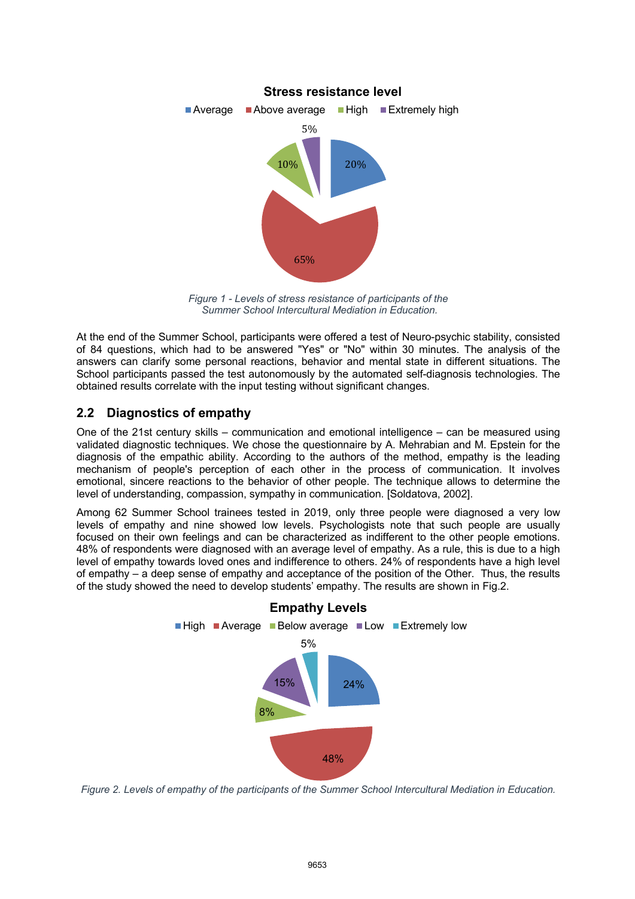Figure 1 - Levels of stress resistance of participants of the Summer School Intercultural Mediation in Education.

At the end of the Summer School, participants were offered a test of Neuro-psychic stability, consisted of 84 questions, which had to be answered "Yes" or "No" within 30 minutes. The analysis of the answers can clarify some personal reactions, behavior and mental state in different situations. The School participants passed the test autonomously by the automated self-diagnosis technologies. The obtained results correlate with the input testing without significant changes.

## 2.2 Diagnostics of empathy

One of the 21st century skills – communication and emotional intelligence – can be measured using validated diagnostic techniques. We chose the questionnaire by A. Mehrabian and M. Epstein for the diagnosis of the empathic ability. According to the authors of the method, empathy is the leading mechanism of people's perception of each other in the process of communication. It involves emotional, sincere reactions to the behavior of other people. The technique allows to determine the level of understanding, compassion, sympathy in communication. [Soldatova, 2002].

Among 62 Summer School trainees tested in 2019, only three people were diagnosed a very low levels of empathy and nine showed low levels. Psychologists note that such people are usually focused on their own feelings and can be characterized as indifferent to the other people emotions. 48% of respondents were diagnosed with an average level of empathy. As a rule, this is due to a high level of empathy towards loved ones and indifference to others. 24% of respondents have a high level of empathy – a deep sense of empathy and acceptance of the position of the Other. Thus, the results of the study showed the need to develop students' empathy. The results are shown in Fig.2.

*Figure 2. Levels of empathy of the participants of the Summer School Intercultural Mediation in Education.*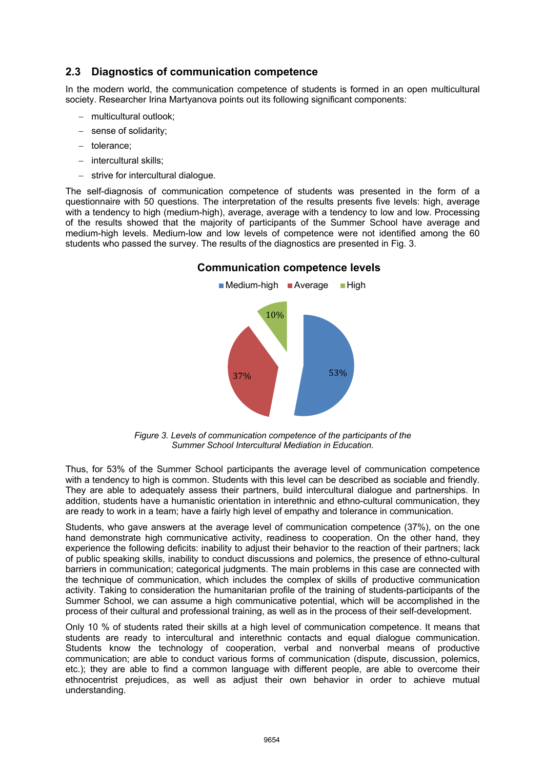## 2.3 Diagnostics of communication competence

In the modern world, the communication competence of students is formed in an open multicultural society. Researcher Irina Martyanova points out its following significant components:

- multicultural outlook;
- sense of solidarity;
- tolerance;
- intercultural skills;
- strive for intercultural dialogue.

The self-diagnosis of communication competence of students was presented in the form of a questionnaire with 50 questions. The interpretation of the results presents five levels: high, average with a tendency to high (medium-high), average, average with a tendency to low and low. Processing of the results showed that the majority of participants of the Summer School have average and medium-high levels. Medium-low and low levels of competence were not identified among the 60 students who passed the survey. The results of the diagnostics are presented in Fig. 3.

**Communication competence levels**

Medium-high: 53%; Average: 37%; High: 10%

*Figure 3. Levels of communication competence of the participants of the Summer School Intercultural Mediation in Education.*

Thus, for 53% of the Summer School participants the average level of communication competence with a tendency to high is common. Students with this level can be described as sociable and friendly. They are able to adequately assess their partners, build intercultural dialogue and partnerships. In addition, students have a humanistic orientation in interethnic and ethno-cultural communication, they are ready to work in a team; have a fairly high level of empathy and tolerance in communication.

Students, who gave answers at the average level of communication competence (37%), on the one hand demonstrate high communicative activity, readiness to cooperation. On the other hand, they experience the following deficits: inability to adjust their behavior to the reaction of their partners; lack of public speaking skills, inability to conduct discussions and polemics, the presence of ethno-cultural barriers in communication; categorical judgments. The main problems in this case are connected with the technique of communication, which includes the complex of skills of productive communication activity. Taking to consideration the humanitarian profile of the training of students-participants of the Summer School, we can assume a high communicative potential, which will be accomplished in the process of their cultural and professional training, as well as in the process of their self-development.

Only 10 % of students rated their skills at a high level of communication competence. It means that students are ready to intercultural and interethnic contacts and equal dialogue communication. Students know the technology of cooperation, verbal and nonverbal means of productive communication; are able to conduct various forms of communication (dispute, discussion, polemics, etc.); they are able to find a common language with different people, are able to overcome their ethnocentrist prejudices, as well as adjust their own behavior in order to achieve mutual understanding.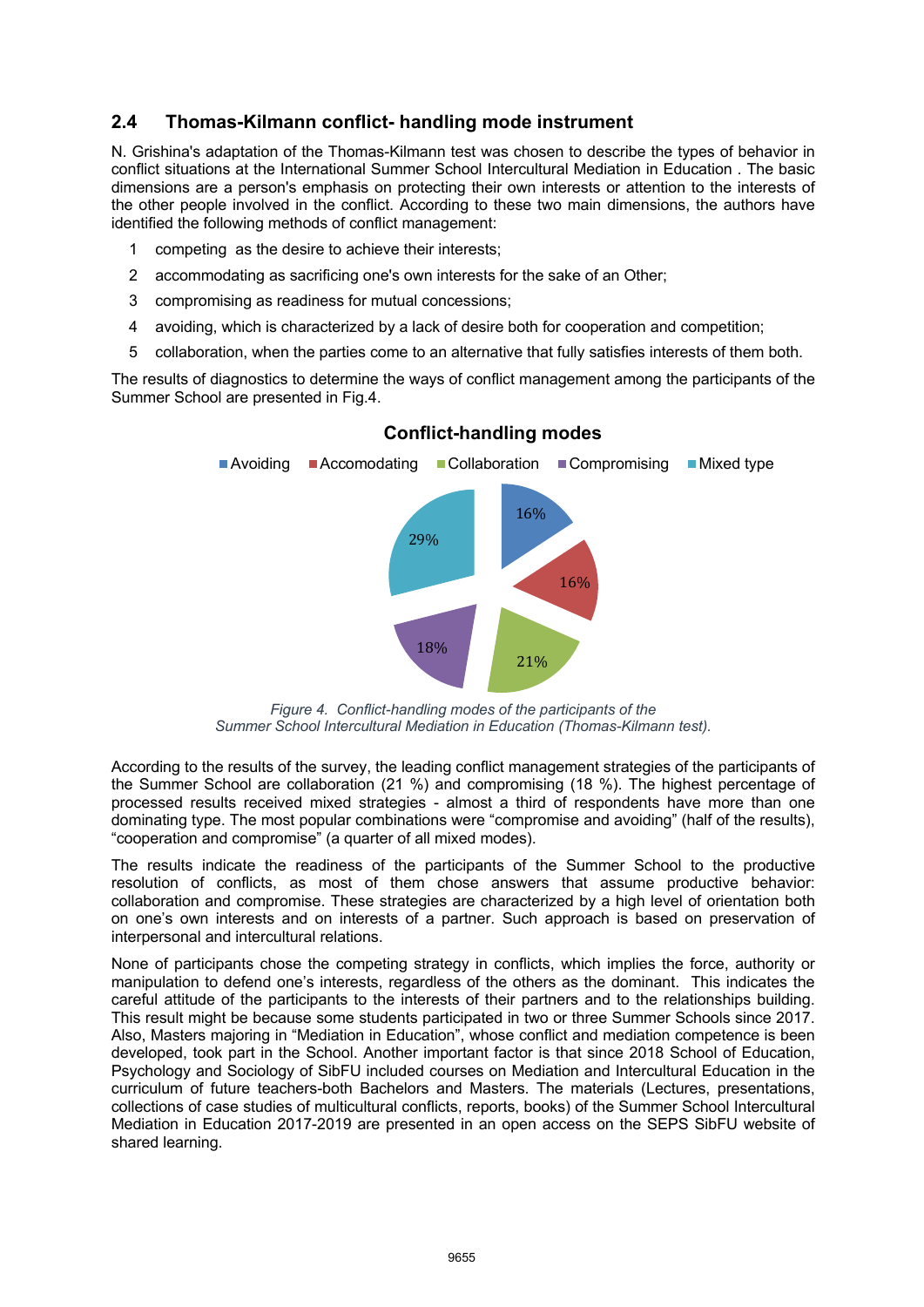## 2.4 Thomas-Kilmann conflict- handling mode instrument

N. Grishina's adaptation of the Thomas-Kilmann test was chosen to describe the types of behavior in conflict situations at the International Summer School Intercultural Mediation in Education . The basic dimensions are a person's emphasis on protecting their own interests or attention to the interests of the other people involved in the conflict. According to these two main dimensions, the authors have identified the following methods of conflict management:

1. competing as the desire to achieve their interests;
2. accommodating as sacrificing one's own interests for the sake of an Other;
3. compromising as readiness for mutual concessions;
4. avoiding, which is characterized by a lack of desire both for cooperation and competition;
5. collaboration, when the parties come to an alternative that fully satisfies interests of them both.

The results of diagnostics to determine the ways of conflict management among the participants of the Summer School are presented in Fig.4.

**Conflict-handling modes**

| Mode | Percentage |
|---|---|
| Avoiding | 16% |
| Accomodating | 16% |
| Collaboration | 21% |
| Compromising | 18% |
| Mixed type | 29% |

*Figure 4. Conflict-handling modes of the participants of the Summer School Intercultural Mediation in Education (Thomas-Kilmann test).*

According to the results of the survey, the leading conflict management strategies of the participants of the Summer School are collaboration (21 %) and compromising (18 %). The highest percentage of processed results received mixed strategies - almost a third of respondents have more than one dominating type. The most popular combinations were "compromise and avoiding" (half of the results), "cooperation and compromise" (a quarter of all mixed modes).

The results indicate the readiness of the participants of the Summer School to the productive resolution of conflicts, as most of them chose answers that assume productive behavior: collaboration and compromise. These strategies are characterized by a high level of orientation both on one's own interests and on interests of a partner. Such approach is based on preservation of interpersonal and intercultural relations.

None of participants chose the competing strategy in conflicts, which implies the force, authority or manipulation to defend one's interests, regardless of the others as the dominant. This indicates the careful attitude of the participants to the interests of their partners and to the relationships building. This result might be because some students participated in two or three Summer Schools since 2017. Also, Masters majoring in "Mediation in Education", whose conflict and mediation competence is been developed, took part in the School. Another important factor is that since 2018 School of Education, Psychology and Sociology of SibFU included courses on Mediation and Intercultural Education in the curriculum of future teachers-both Bachelors and Masters. The materials (Lectures, presentations, collections of case studies of multicultural conflicts, reports, books) of the Summer School Intercultural Mediation in Education 2017-2019 are presented in an open access on the SEPS SibFU website of shared learning.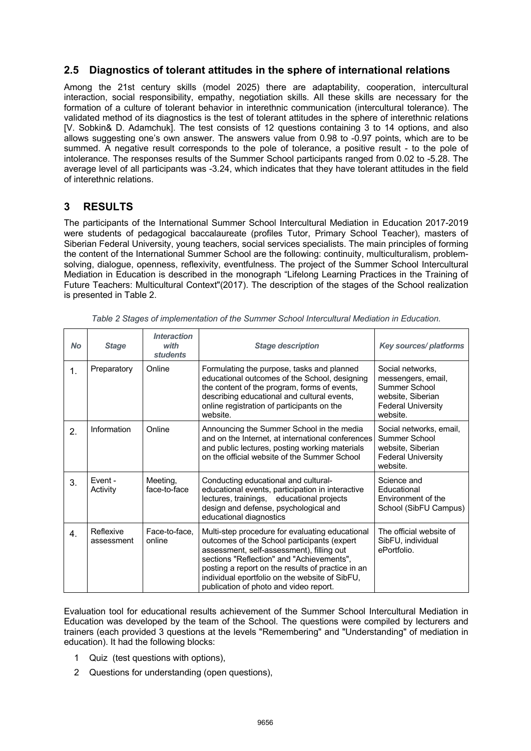## 2.5 Diagnostics of tolerant attitudes in the sphere of international relations

Among the 21st century skills (model 2025) there are adaptability, cooperation, intercultural interaction, social responsibility, empathy, negotiation skills. All these skills are necessary for the formation of a culture of tolerant behavior in interethnic communication (intercultural tolerance). The validated method of its diagnostics is the test of tolerant attitudes in the sphere of interethnic relations [V. Sobkin& D. Adamchuk]. The test consists of 12 questions containing 3 to 14 options, and also allows suggesting one's own answer. The answers value from 0.98 to -0.97 points, which are to be summed. A negative result corresponds to the pole of tolerance, a positive result - to the pole of intolerance. The responses results of the Summer School participants ranged from 0.02 to -5.28. The average level of all participants was -3.24, which indicates that they have tolerant attitudes in the field of interethnic relations.

# 3 RESULTS

The participants of the International Summer School Intercultural Mediation in Education 2017-2019 were students of pedagogical baccalaureate (profiles Tutor, Primary School Teacher), masters of Siberian Federal University, young teachers, social services specialists. The main principles of forming the content of the International Summer School are the following: continuity, multiculturalism, problem-solving, dialogue, openness, reflexivity, eventfulness. The project of the Summer School Intercultural Mediation in Education is described in the monograph "Lifelong Learning Practices in the Training of Future Teachers: Multicultural Context"(2017). The description of the stages of the School realization is presented in Table 2.

*Table 2 Stages of implementation of the Summer School Intercultural Mediation in Education.*

| *No* | *Stage* | *Interaction with students* | *Stage description* | *Key sources/ platforms* |
|---|---|---|---|---|
| 1. | Preparatory | Online | Formulating the purpose, tasks and planned educational outcomes of the School, designing the content of the program, forms of events, describing educational and cultural events, online registration of participants on the website. | Social networks, messengers, email, Summer School website, Siberian Federal University website. |
| 2. | Information | Online | Announcing the Summer School in the media and on the Internet, at international conferences and public lectures, posting working materials on the official website of the Summer School | Social networks, email, Summer School website, Siberian Federal University website. |
| 3. | Event - Activity | Meeting, face-to-face | Conducting educational and cultural-educational events, participation in interactive lectures, trainings, educational projects design and defense, psychological and educational diagnostics | Science and Educational Environment of the School (SibFU Campus) |
| 4. | Reflexive assessment | Face-to-face, online | Multi-step procedure for evaluating educational outcomes of the School participants (expert assessment, self-assessment), filling out sections "Reflection" and "Achievements", posting a report on the results of practice in an individual eportfolio on the website of SibFU, publication of photo and video report. | The official website of SibFU, individual ePortfolio. |

Evaluation tool for educational results achievement of the Summer School Intercultural Mediation in Education was developed by the team of the School. The questions were compiled by lecturers and trainers (each provided 3 questions at the levels "Remembering" and "Understanding" of mediation in education). It had the following blocks:

1 Quiz (test questions with options),

2 Questions for understanding (open questions),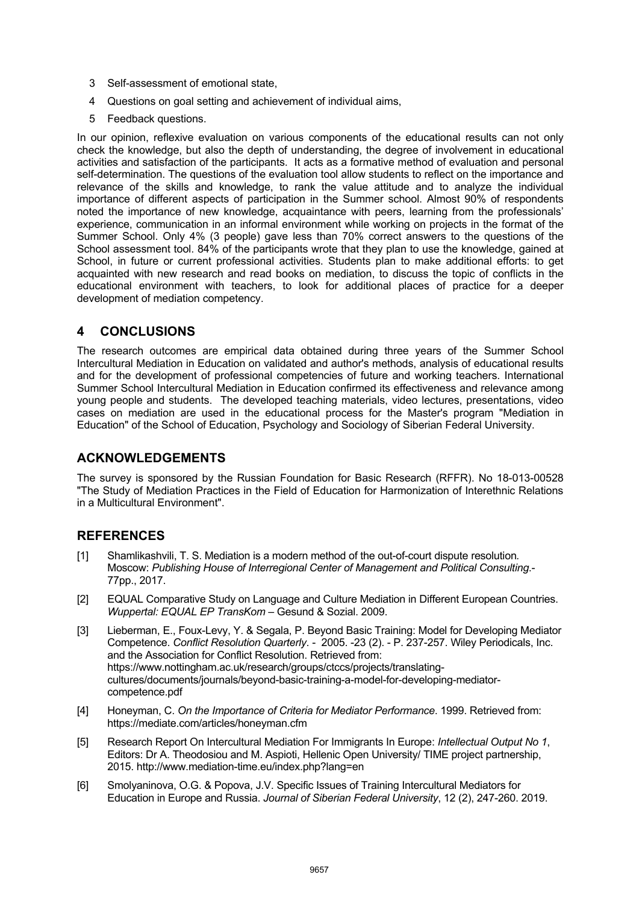3. Self-assessment of emotional state,
4. Questions on goal setting and achievement of individual aims,
5. Feedback questions.

In our opinion, reflexive evaluation on various components of the educational results can not only check the knowledge, but also the depth of understanding, the degree of involvement in educational activities and satisfaction of the participants. It acts as a formative method of evaluation and personal self-determination. The questions of the evaluation tool allow students to reflect on the importance and relevance of the skills and knowledge, to rank the value attitude and to analyze the individual importance of different aspects of participation in the Summer school. Almost 90% of respondents noted the importance of new knowledge, acquaintance with peers, learning from the professionals' experience, communication in an informal environment while working on projects in the format of the Summer School. Only 4% (3 people) gave less than 70% correct answers to the questions of the School assessment tool. 84% of the participants wrote that they plan to use the knowledge, gained at School, in future or current professional activities. Students plan to make additional efforts: to get acquainted with new research and read books on mediation, to discuss the topic of conflicts in the educational environment with teachers, to look for additional places of practice for a deeper development of mediation competency.

## 4 CONCLUSIONS

The research outcomes are empirical data obtained during three years of the Summer School Intercultural Mediation in Education on validated and author's methods, analysis of educational results and for the development of professional competencies of future and working teachers. International Summer School Intercultural Mediation in Education confirmed its effectiveness and relevance among young people and students. The developed teaching materials, video lectures, presentations, video cases on mediation are used in the educational process for the Master's program "Mediation in Education" of the School of Education, Psychology and Sociology of Siberian Federal University.

## ACKNOWLEDGEMENTS

The survey is sponsored by the Russian Foundation for Basic Research (RFFR). No 18-013-00528 "The Study of Mediation Practices in the Field of Education for Harmonization of Interethnic Relations in a Multicultural Environment".

## REFERENCES

[1] Shamlikashvili, T. S. Mediation is a modern method of the out-of-court dispute resolution. Moscow: *Publishing House of Interregional Center of Management and Political Consulting*.- 77pp., 2017.

[2] EQUAL Comparative Study on Language and Culture Mediation in Different European Countries. *Wuppertal: EQUAL EP TransKom* – Gesund & Sozial. 2009.

[3] Lieberman, E., Foux-Levy, Y. & Segala, P. Beyond Basic Training: Model for Developing Mediator Competence. *Conflict Resolution Quarterly*. - 2005. -23 (2). - P. 237-257. Wiley Periodicals, Inc. and the Association for Conflict Resolution. Retrieved from: https://www.nottingham.ac.uk/research/groups/ctccs/projects/translating-cultures/documents/journals/beyond-basic-training-a-model-for-developing-mediator-competence.pdf

[4] Honeyman, C. *On the Importance of Criteria for Mediator Performance*. 1999. Retrieved from: https://mediate.com/articles/honeyman.cfm

[5] Research Report On Intercultural Mediation For Immigrants In Europe: *Intellectual Output No 1*, Editors: Dr A. Theodosiou and M. Aspioti, Hellenic Open University/ TIME project partnership, 2015. http://www.mediation-time.eu/index.php?lang=en

[6] Smolyaninova, O.G. & Popova, J.V. Specific Issues of Training Intercultural Mediators for Education in Europe and Russia. *Journal of Siberian Federal University*, 12 (2), 247-260. 2019.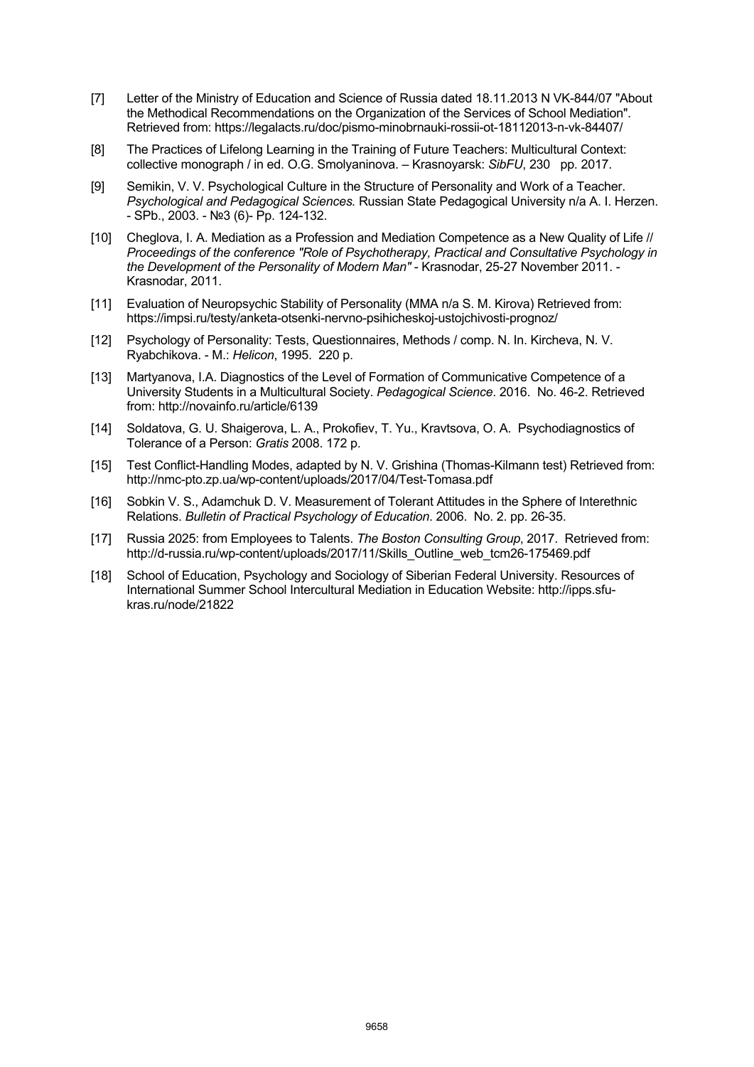[7] Letter of the Ministry of Education and Science of Russia dated 18.11.2013 N VK-844/07 "About the Methodical Recommendations on the Organization of the Services of School Mediation". Retrieved from: https://legalacts.ru/doc/pismo-minobrnauki-rossii-ot-18112013-n-vk-84407/

[8] The Practices of Lifelong Learning in the Training of Future Teachers: Multicultural Context: collective monograph / in ed. O.G. Smolyaninova. – Krasnoyarsk: *SibFU*, 230 pp. 2017.

[9] Semikin, V. V. Psychological Culture in the Structure of Personality and Work of a Teacher. *Psychological and Pedagogical Sciences.* Russian State Pedagogical University n/a A. I. Herzen. - SPb., 2003. - №3 (6)- Pp. 124-132.

[10] Cheglova, I. A. Mediation as a Profession and Mediation Competence as a New Quality of Life // *Proceedings of the conference "Role of Psychotherapy, Practical and Consultative Psychology in the Development of the Personality of Modern Man"* - Krasnodar, 25-27 November 2011. - Krasnodar, 2011.

[11] Evaluation of Neuropsychic Stability of Personality (MMA n/a S. M. Kirova) Retrieved from: https://impsi.ru/testy/anketa-otsenki-nervno-psihicheskoj-ustojchivosti-prognoz/

[12] Psychology of Personality: Tests, Questionnaires, Methods / comp. N. In. Kircheva, N. V. Ryabchikova. - M.: *Helicon*, 1995. 220 p.

[13] Martyanova, I.A. Diagnostics of the Level of Formation of Communicative Competence of a University Students in a Multicultural Society. *Pedagogical Science*. 2016. No. 46-2. Retrieved from: http://novainfo.ru/article/6139

[14] Soldatova, G. U. Shaigerova, L. A., Prokofiev, T. Yu., Kravtsova, O. A. Psychodiagnostics of Tolerance of a Person: *Gratis* 2008. 172 p.

[15] Test Conflict-Handling Modes, adapted by N. V. Grishina (Thomas-Kilmann test) Retrieved from: http://nmc-pto.zp.ua/wp-content/uploads/2017/04/Test-Tomasa.pdf

[16] Sobkin V. S., Adamchuk D. V. Measurement of Tolerant Attitudes in the Sphere of Interethnic Relations. *Bulletin of Practical Psychology of Education*. 2006. No. 2. pp. 26-35.

[17] Russia 2025: from Employees to Talents. *The Boston Consulting Group*, 2017. Retrieved from: http://d-russia.ru/wp-content/uploads/2017/11/Skills_Outline_web_tcm26-175469.pdf

[18] School of Education, Psychology and Sociology of Siberian Federal University. Resources of International Summer School Intercultural Mediation in Education Website: http://ipps.sfu-kras.ru/node/21822